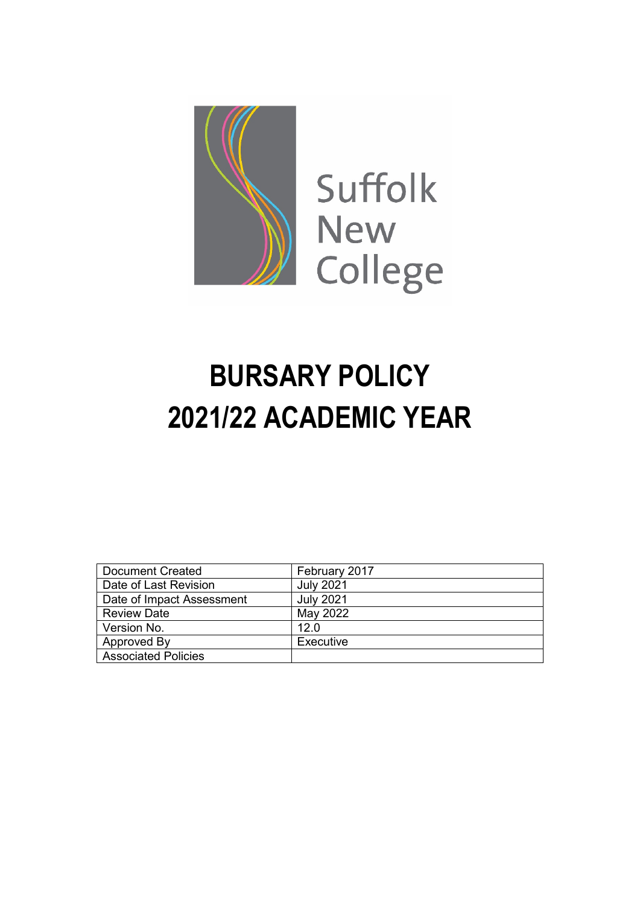Suffolk New College

# BURSARY POLICY
# 2021/22 ACADEMIC YEAR

| Document Created | February 2017 |
|---|---|
| Date of Last Revision | July 2021 |
| Date of Impact Assessment | July 2021 |
| Review Date | May 2022 |
| Version No. | 12.0 |
| Approved By | Executive |
| Associated Policies | |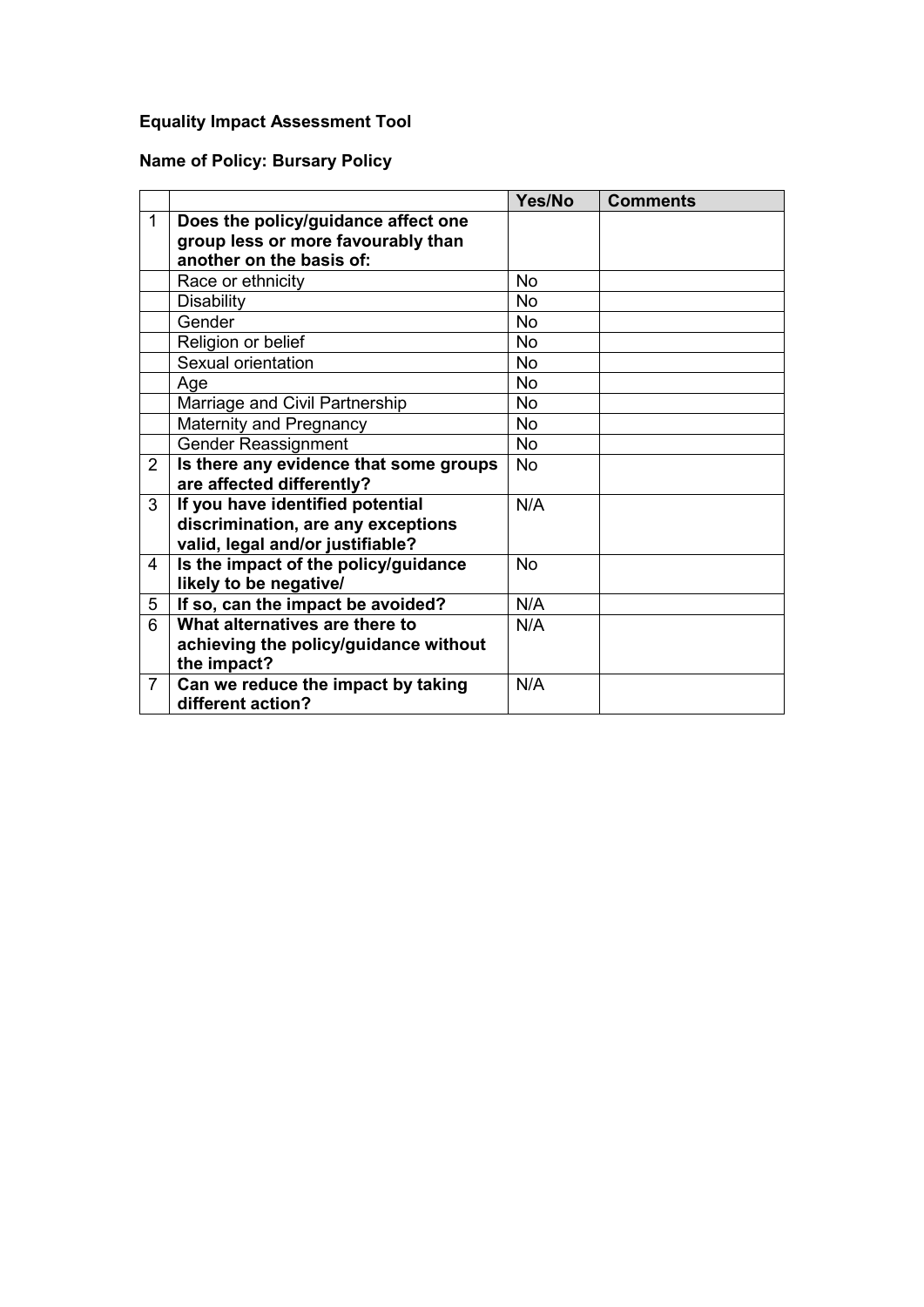**Equality Impact Assessment Tool**

**Name of Policy: Bursary Policy**

| | | Yes/No | Comments |
|---|---|---|---|
| 1 | **Does the policy/guidance affect one group less or more favourably than another on the basis of:** | | |
| | Race or ethnicity | No | |
| | Disability | No | |
| | Gender | No | |
| | Religion or belief | No | |
| | Sexual orientation | No | |
| | Age | No | |
| | Marriage and Civil Partnership | No | |
| | Maternity and Pregnancy | No | |
| | Gender Reassignment | No | |
| 2 | **Is there any evidence that some groups are affected differently?** | No | |
| 3 | **If you have identified potential discrimination, are any exceptions valid, legal and/or justifiable?** | N/A | |
| 4 | **Is the impact of the policy/guidance likely to be negative/** | No | |
| 5 | **If so, can the impact be avoided?** | N/A | |
| 6 | **What alternatives are there to achieving the policy/guidance without the impact?** | N/A | |
| 7 | **Can we reduce the impact by taking different action?** | N/A | |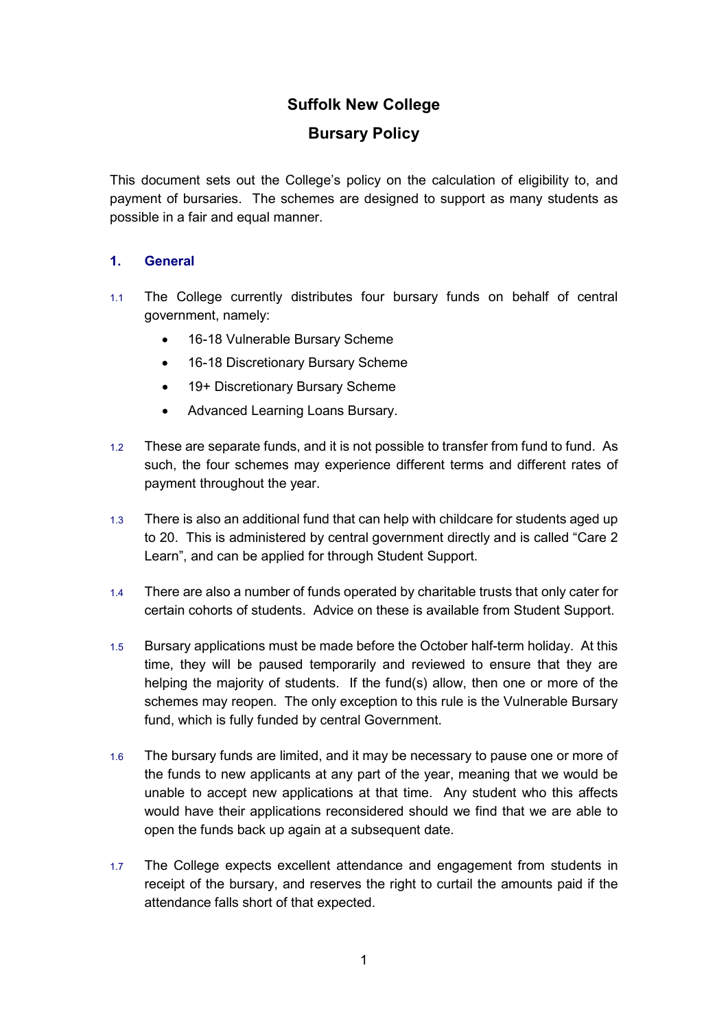# Suffolk New College

## Bursary Policy

This document sets out the College's policy on the calculation of eligibility to, and payment of bursaries. The schemes are designed to support as many students as possible in a fair and equal manner.

### 1. General

1.1 The College currently distributes four bursary funds on behalf of central government, namely:

- 16-18 Vulnerable Bursary Scheme
- 16-18 Discretionary Bursary Scheme
- 19+ Discretionary Bursary Scheme
- Advanced Learning Loans Bursary.

1.2 These are separate funds, and it is not possible to transfer from fund to fund. As such, the four schemes may experience different terms and different rates of payment throughout the year.

1.3 There is also an additional fund that can help with childcare for students aged up to 20. This is administered by central government directly and is called "Care 2 Learn", and can be applied for through Student Support.

1.4 There are also a number of funds operated by charitable trusts that only cater for certain cohorts of students. Advice on these is available from Student Support.

1.5 Bursary applications must be made before the October half-term holiday. At this time, they will be paused temporarily and reviewed to ensure that they are helping the majority of students. If the fund(s) allow, then one or more of the schemes may reopen. The only exception to this rule is the Vulnerable Bursary fund, which is fully funded by central Government.

1.6 The bursary funds are limited, and it may be necessary to pause one or more of the funds to new applicants at any part of the year, meaning that we would be unable to accept new applications at that time. Any student who this affects would have their applications reconsidered should we find that we are able to open the funds back up again at a subsequent date.

1.7 The College expects excellent attendance and engagement from students in receipt of the bursary, and reserves the right to curtail the amounts paid if the attendance falls short of that expected.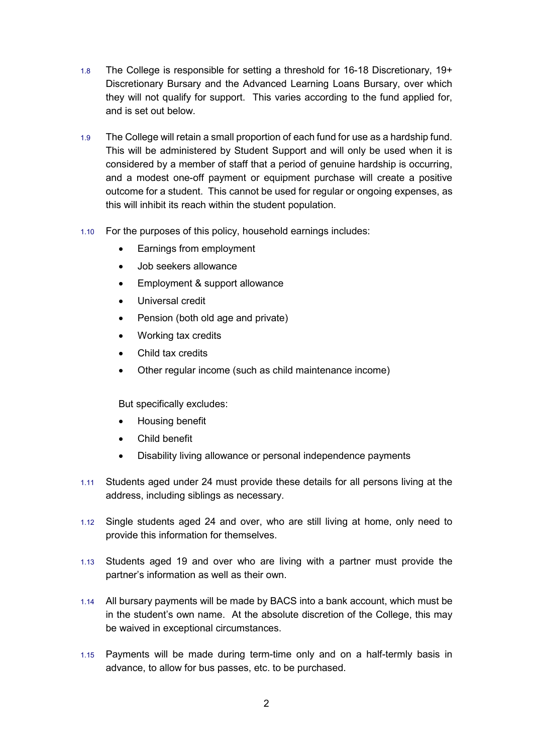1.8 The College is responsible for setting a threshold for 16-18 Discretionary, 19+ Discretionary Bursary and the Advanced Learning Loans Bursary, over which they will not qualify for support. This varies according to the fund applied for, and is set out below.

1.9 The College will retain a small proportion of each fund for use as a hardship fund. This will be administered by Student Support and will only be used when it is considered by a member of staff that a period of genuine hardship is occurring, and a modest one-off payment or equipment purchase will create a positive outcome for a student. This cannot be used for regular or ongoing expenses, as this will inhibit its reach within the student population.

1.10 For the purposes of this policy, household earnings includes:

- Earnings from employment
- Job seekers allowance
- Employment & support allowance
- Universal credit
- Pension (both old age and private)
- Working tax credits
- Child tax credits
- Other regular income (such as child maintenance income)

But specifically excludes:

- Housing benefit
- Child benefit
- Disability living allowance or personal independence payments

1.11 Students aged under 24 must provide these details for all persons living at the address, including siblings as necessary.

1.12 Single students aged 24 and over, who are still living at home, only need to provide this information for themselves.

1.13 Students aged 19 and over who are living with a partner must provide the partner's information as well as their own.

1.14 All bursary payments will be made by BACS into a bank account, which must be in the student's own name. At the absolute discretion of the College, this may be waived in exceptional circumstances.

1.15 Payments will be made during term-time only and on a half-termly basis in advance, to allow for bus passes, etc. to be purchased.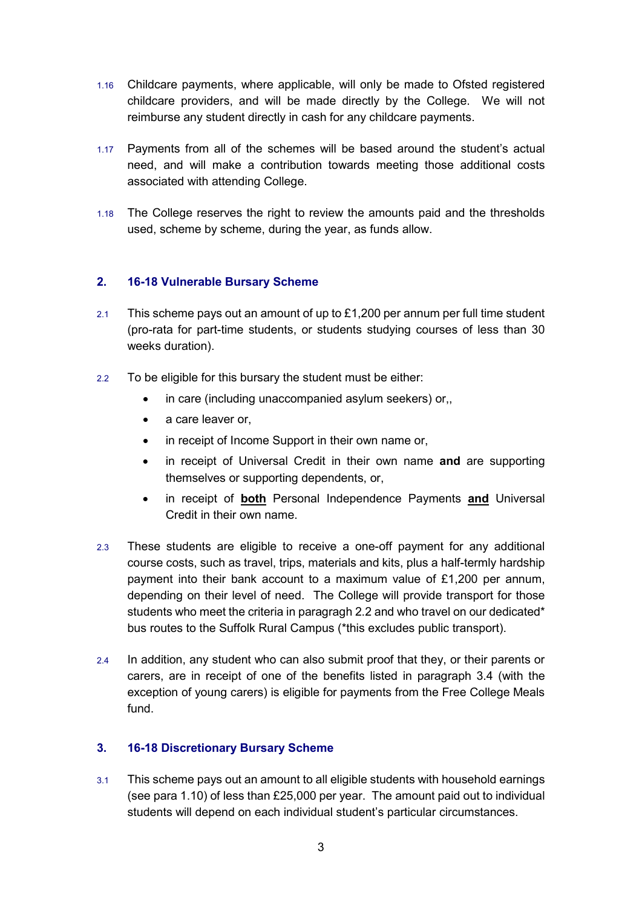1.16 Childcare payments, where applicable, will only be made to Ofsted registered childcare providers, and will be made directly by the College. We will not reimburse any student directly in cash for any childcare payments.

1.17 Payments from all of the schemes will be based around the student's actual need, and will make a contribution towards meeting those additional costs associated with attending College.

1.18 The College reserves the right to review the amounts paid and the thresholds used, scheme by scheme, during the year, as funds allow.

## 2. 16-18 Vulnerable Bursary Scheme

2.1 This scheme pays out an amount of up to £1,200 per annum per full time student (pro-rata for part-time students, or students studying courses of less than 30 weeks duration).

2.2 To be eligible for this bursary the student must be either:

- in care (including unaccompanied asylum seekers) or,,
- a care leaver or,
- in receipt of Income Support in their own name or,
- in receipt of Universal Credit in their own name **and** are supporting themselves or supporting dependents, or,
- in receipt of **both** Personal Independence Payments **and** Universal Credit in their own name.

2.3 These students are eligible to receive a one-off payment for any additional course costs, such as travel, trips, materials and kits, plus a half-termly hardship payment into their bank account to a maximum value of £1,200 per annum, depending on their level of need. The College will provide transport for those students who meet the criteria in paragragh 2.2 and who travel on our dedicated* bus routes to the Suffolk Rural Campus (*this excludes public transport).

2.4 In addition, any student who can also submit proof that they, or their parents or carers, are in receipt of one of the benefits listed in paragraph 3.4 (with the exception of young carers) is eligible for payments from the Free College Meals fund.

## 3. 16-18 Discretionary Bursary Scheme

3.1 This scheme pays out an amount to all eligible students with household earnings (see para 1.10) of less than £25,000 per year. The amount paid out to individual students will depend on each individual student's particular circumstances.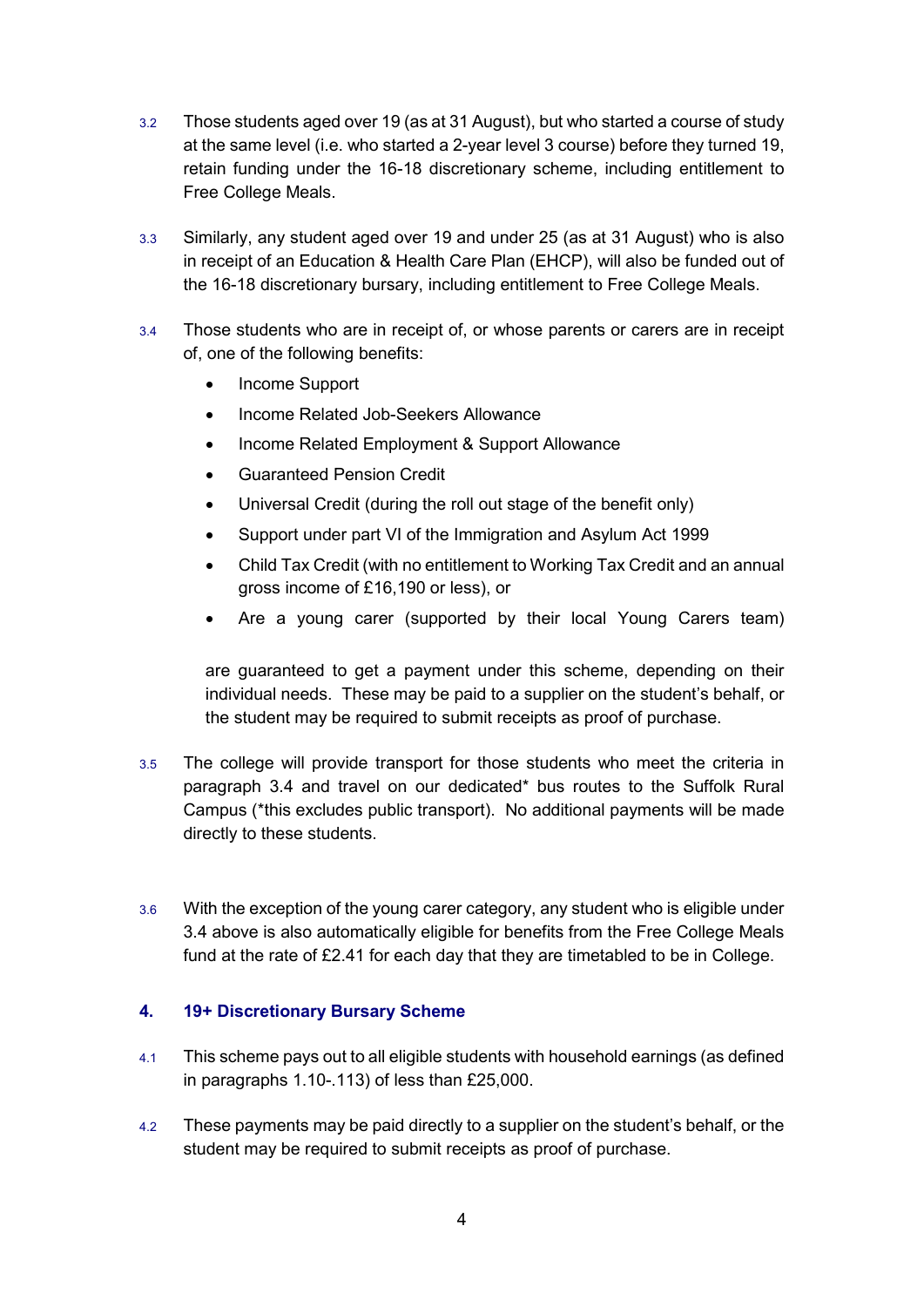3.2 Those students aged over 19 (as at 31 August), but who started a course of study at the same level (i.e. who started a 2-year level 3 course) before they turned 19, retain funding under the 16-18 discretionary scheme, including entitlement to Free College Meals.

3.3 Similarly, any student aged over 19 and under 25 (as at 31 August) who is also in receipt of an Education & Health Care Plan (EHCP), will also be funded out of the 16-18 discretionary bursary, including entitlement to Free College Meals.

3.4 Those students who are in receipt of, or whose parents or carers are in receipt of, one of the following benefits:

- Income Support
- Income Related Job-Seekers Allowance
- Income Related Employment & Support Allowance
- Guaranteed Pension Credit
- Universal Credit (during the roll out stage of the benefit only)
- Support under part VI of the Immigration and Asylum Act 1999
- Child Tax Credit (with no entitlement to Working Tax Credit and an annual gross income of £16,190 or less), or
- Are a young carer (supported by their local Young Carers team)

are guaranteed to get a payment under this scheme, depending on their individual needs. These may be paid to a supplier on the student's behalf, or the student may be required to submit receipts as proof of purchase.

3.5 The college will provide transport for those students who meet the criteria in paragraph 3.4 and travel on our dedicated* bus routes to the Suffolk Rural Campus (*this excludes public transport). No additional payments will be made directly to these students.

3.6 With the exception of the young carer category, any student who is eligible under 3.4 above is also automatically eligible for benefits from the Free College Meals fund at the rate of £2.41 for each day that they are timetabled to be in College.

## 4. 19+ Discretionary Bursary Scheme

4.1 This scheme pays out to all eligible students with household earnings (as defined in paragraphs 1.10-.113) of less than £25,000.

4.2 These payments may be paid directly to a supplier on the student's behalf, or the student may be required to submit receipts as proof of purchase.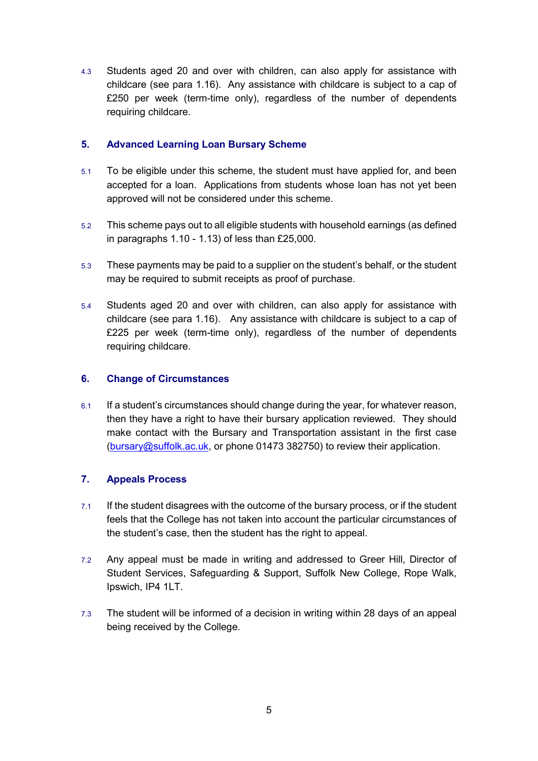4.3 Students aged 20 and over with children, can also apply for assistance with childcare (see para 1.16). Any assistance with childcare is subject to a cap of £250 per week (term-time only), regardless of the number of dependents requiring childcare.

## 5. Advanced Learning Loan Bursary Scheme

5.1 To be eligible under this scheme, the student must have applied for, and been accepted for a loan. Applications from students whose loan has not yet been approved will not be considered under this scheme.

5.2 This scheme pays out to all eligible students with household earnings (as defined in paragraphs 1.10 - 1.13) of less than £25,000.

5.3 These payments may be paid to a supplier on the student's behalf, or the student may be required to submit receipts as proof of purchase.

5.4 Students aged 20 and over with children, can also apply for assistance with childcare (see para 1.16). Any assistance with childcare is subject to a cap of £225 per week (term-time only), regardless of the number of dependents requiring childcare.

## 6. Change of Circumstances

6.1 If a student's circumstances should change during the year, for whatever reason, then they have a right to have their bursary application reviewed. They should make contact with the Bursary and Transportation assistant in the first case (bursary@suffolk.ac.uk, or phone 01473 382750) to review their application.

## 7. Appeals Process

7.1 If the student disagrees with the outcome of the bursary process, or if the student feels that the College has not taken into account the particular circumstances of the student's case, then the student has the right to appeal.

7.2 Any appeal must be made in writing and addressed to Greer Hill, Director of Student Services, Safeguarding & Support, Suffolk New College, Rope Walk, Ipswich, IP4 1LT.

7.3 The student will be informed of a decision in writing within 28 days of an appeal being received by the College.